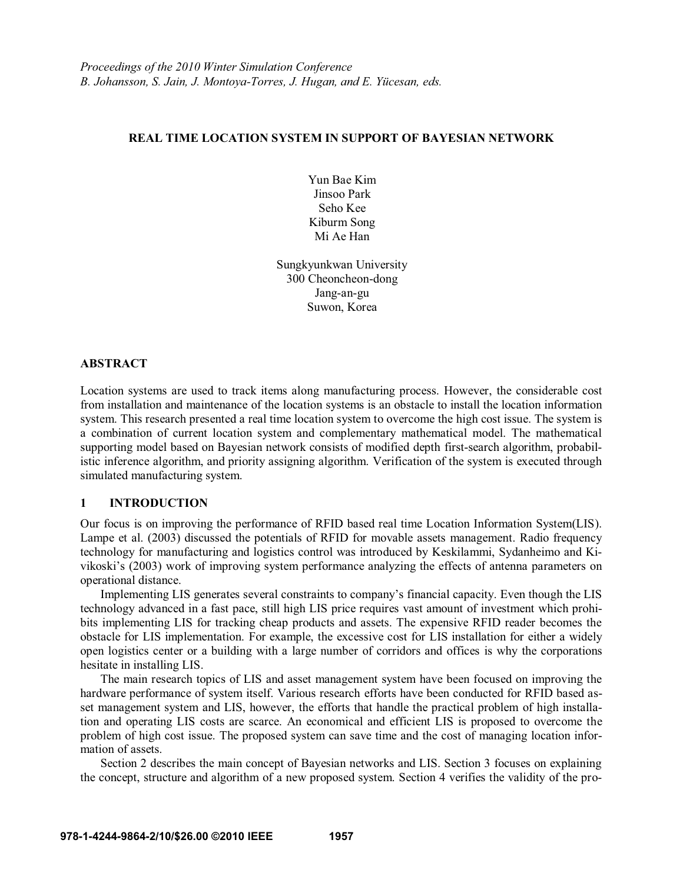*Proceedings of the 2010 Winter Simulation Conference*
*B. Johansson, S. Jain, J. Montoya-Torres, J. Hugan, and E. Yücesan, eds.*

# REAL TIME LOCATION SYSTEM IN SUPPORT OF BAYESIAN NETWORK

Yun Bae Kim
Jinsoo Park
Seho Kee
Kiburm Song
Mi Ae Han

Sungkyunkwan University
300 Cheoncheon-dong
Jang-an-gu
Suwon, Korea

## ABSTRACT

Location systems are used to track items along manufacturing process. However, the considerable cost from installation and maintenance of the location systems is an obstacle to install the location information system. This research presented a real time location system to overcome the high cost issue. The system is a combination of current location system and complementary mathematical model. The mathematical supporting model based on Bayesian network consists of modified depth first-search algorithm, probabilistic inference algorithm, and priority assigning algorithm. Verification of the system is executed through simulated manufacturing system.

## 1 INTRODUCTION

Our focus is on improving the performance of RFID based real time Location Information System(LIS). Lampe et al. (2003) discussed the potentials of RFID for movable assets management. Radio frequency technology for manufacturing and logistics control was introduced by Keskilammi, Sydanheimo and Kivikoski's (2003) work of improving system performance analyzing the effects of antenna parameters on operational distance.

Implementing LIS generates several constraints to company's financial capacity. Even though the LIS technology advanced in a fast pace, still high LIS price requires vast amount of investment which prohibits implementing LIS for tracking cheap products and assets. The expensive RFID reader becomes the obstacle for LIS implementation. For example, the excessive cost for LIS installation for either a widely open logistics center or a building with a large number of corridors and offices is why the corporations hesitate in installing LIS.

The main research topics of LIS and asset management system have been focused on improving the hardware performance of system itself. Various research efforts have been conducted for RFID based asset management system and LIS, however, the efforts that handle the practical problem of high installation and operating LIS costs are scarce. An economical and efficient LIS is proposed to overcome the problem of high cost issue. The proposed system can save time and the cost of managing location information of assets.

Section 2 describes the main concept of Bayesian networks and LIS. Section 3 focuses on explaining the concept, structure and algorithm of a new proposed system. Section 4 verifies the validity of the pro-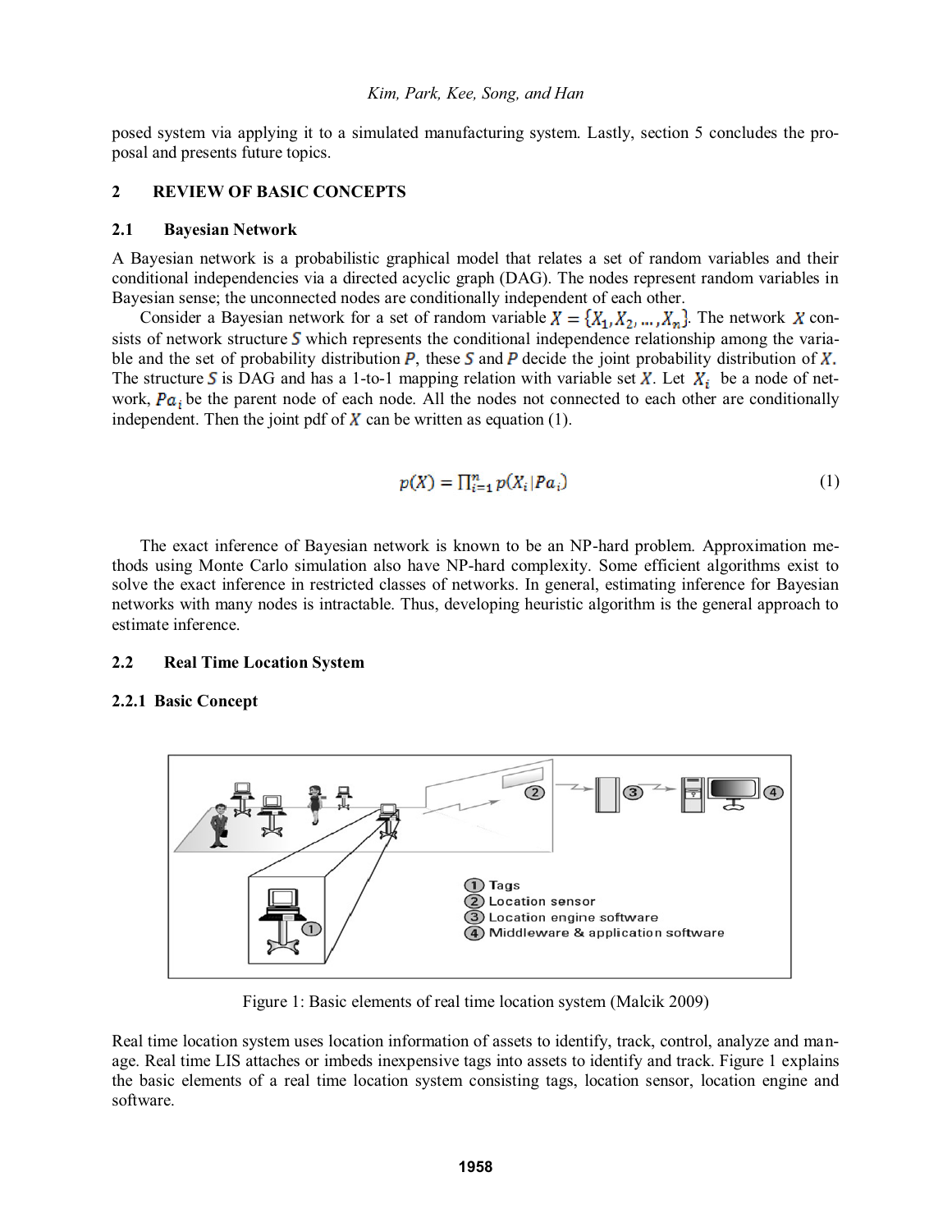posed system via applying it to a simulated manufacturing system. Lastly, section 5 concludes the proposal and presents future topics.

## 2 REVIEW OF BASIC CONCEPTS

### 2.1 Bayesian Network

A Bayesian network is a probabilistic graphical model that relates a set of random variables and their conditional independencies via a directed acyclic graph (DAG). The nodes represent random variables in Bayesian sense; the unconnected nodes are conditionally independent of each other.

Consider a Bayesian network for a set of random variable $X = \{X_1, X_2, \ldots, X_n\}$. The network $X$ consists of network structure $S$ which represents the conditional independence relationship among the variable and the set of probability distribution $P$, these $S$ and $P$ decide the joint probability distribution of $X$. The structure $S$ is DAG and has a 1-to-1 mapping relation with variable set $X$. Let $X_i$ be a node of network, $Pa_i$ be the parent node of each node. All the nodes not connected to each other are conditionally independent. Then the joint pdf of $X$ can be written as equation (1).

$$p(X) = \prod_{i=1}^{n} p(X_i | Pa_i) \tag{1}$$

The exact inference of Bayesian network is known to be an NP-hard problem. Approximation methods using Monte Carlo simulation also have NP-hard complexity. Some efficient algorithms exist to solve the exact inference in restricted classes of networks. In general, estimating inference for Bayesian networks with many nodes is intractable. Thus, developing heuristic algorithm is the general approach to estimate inference.

### 2.2 Real Time Location System

#### 2.2.1 Basic Concept

Figure 1: Basic elements of real time location system (Malcik 2009)

Real time location system uses location information of assets to identify, track, control, analyze and manage. Real time LIS attaches or imbeds inexpensive tags into assets to identify and track. Figure 1 explains the basic elements of a real time location system consisting tags, location sensor, location engine and software.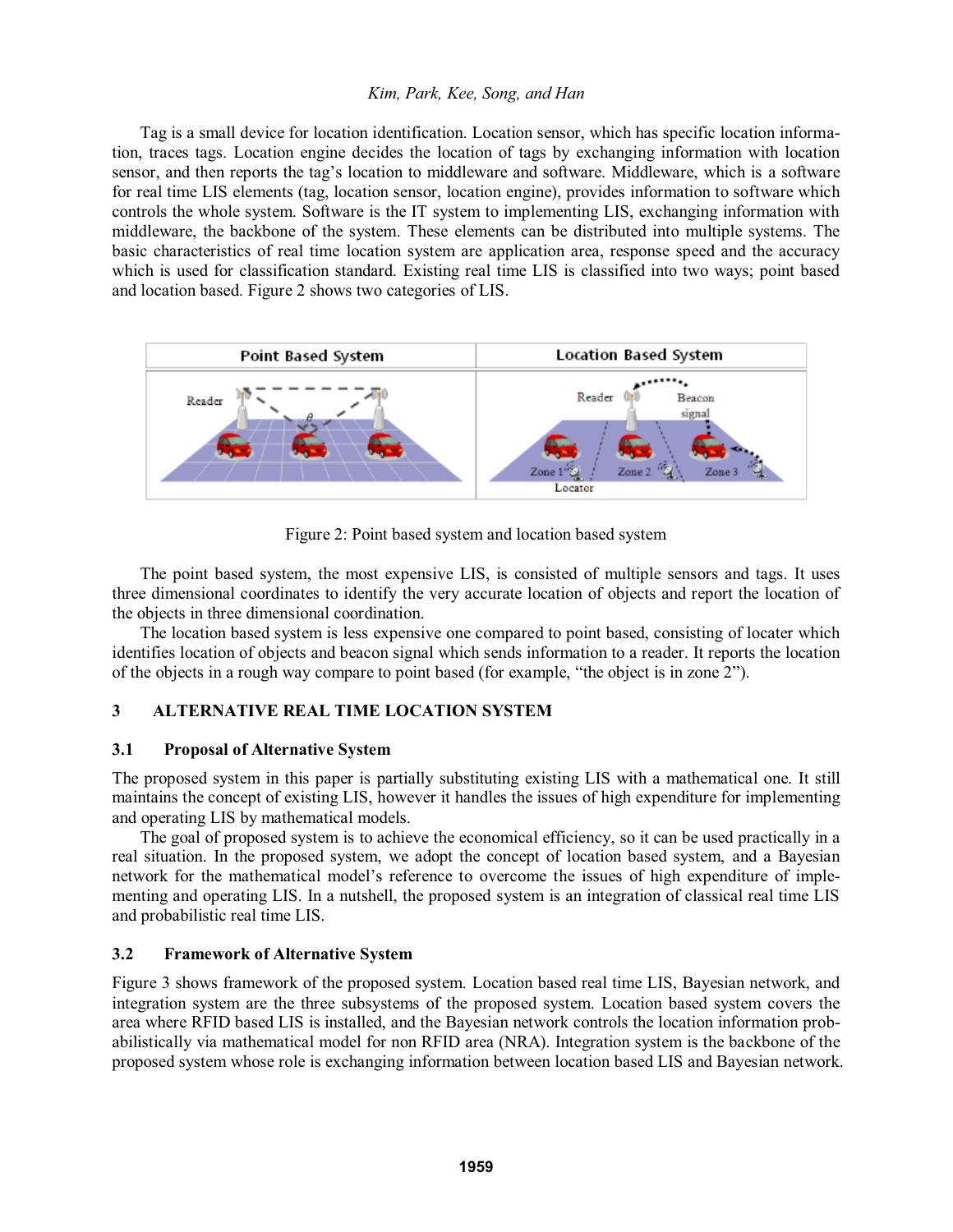Tag is a small device for location identification. Location sensor, which has specific location information, traces tags. Location engine decides the location of tags by exchanging information with location sensor, and then reports the tag's location to middleware and software. Middleware, which is a software for real time LIS elements (tag, location sensor, location engine), provides information to software which controls the whole system. Software is the IT system to implementing LIS, exchanging information with middleware, the backbone of the system. These elements can be distributed into multiple systems. The basic characteristics of real time location system are application area, response speed and the accuracy which is used for classification standard. Existing real time LIS is classified into two ways; point based and location based. Figure 2 shows two categories of LIS.

Figure 2: Point based system and location based system

The point based system, the most expensive LIS, is consisted of multiple sensors and tags. It uses three dimensional coordinates to identify the very accurate location of objects and report the location of the objects in three dimensional coordination.

The location based system is less expensive one compared to point based, consisting of locater which identifies location of objects and beacon signal which sends information to a reader. It reports the location of the objects in a rough way compare to point based (for example, "the object is in zone 2").

## 3 ALTERNATIVE REAL TIME LOCATION SYSTEM

### 3.1 Proposal of Alternative System

The proposed system in this paper is partially substituting existing LIS with a mathematical one. It still maintains the concept of existing LIS, however it handles the issues of high expenditure for implementing and operating LIS by mathematical models.

The goal of proposed system is to achieve the economical efficiency, so it can be used practically in a real situation. In the proposed system, we adopt the concept of location based system, and a Bayesian network for the mathematical model's reference to overcome the issues of high expenditure of implementing and operating LIS. In a nutshell, the proposed system is an integration of classical real time LIS and probabilistic real time LIS.

### 3.2 Framework of Alternative System

Figure 3 shows framework of the proposed system. Location based real time LIS, Bayesian network, and integration system are the three subsystems of the proposed system. Location based system covers the area where RFID based LIS is installed, and the Bayesian network controls the location information probabilistically via mathematical model for non RFID area (NRA). Integration system is the backbone of the proposed system whose role is exchanging information between location based LIS and Bayesian network.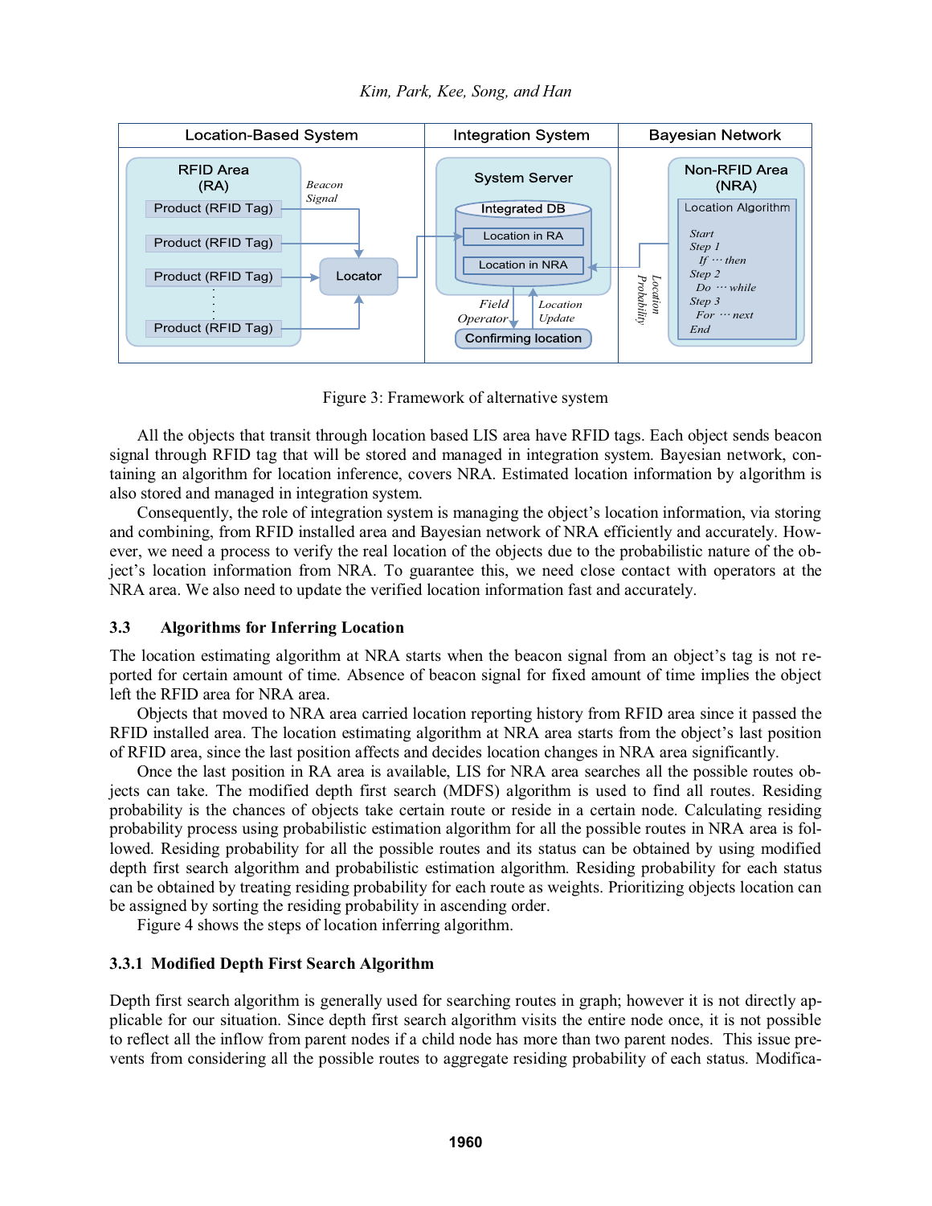Figure 3: Framework of alternative system

All the objects that transit through location based LIS area have RFID tags. Each object sends beacon signal through RFID tag that will be stored and managed in integration system. Bayesian network, containing an algorithm for location inference, covers NRA. Estimated location information by algorithm is also stored and managed in integration system.

Consequently, the role of integration system is managing the object's location information, via storing and combining, from RFID installed area and Bayesian network of NRA efficiently and accurately. However, we need a process to verify the real location of the objects due to the probabilistic nature of the object's location information from NRA. To guarantee this, we need close contact with operators at the NRA area. We also need to update the verified location information fast and accurately.

### 3.3 Algorithms for Inferring Location

The location estimating algorithm at NRA starts when the beacon signal from an object's tag is not reported for certain amount of time. Absence of beacon signal for fixed amount of time implies the object left the RFID area for NRA area.

Objects that moved to NRA area carried location reporting history from RFID area since it passed the RFID installed area. The location estimating algorithm at NRA area starts from the object's last position of RFID area, since the last position affects and decides location changes in NRA area significantly.

Once the last position in RA area is available, LIS for NRA area searches all the possible routes objects can take. The modified depth first search (MDFS) algorithm is used to find all routes. Residing probability is the chances of objects take certain route or reside in a certain node. Calculating residing probability process using probabilistic estimation algorithm for all the possible routes in NRA area is followed. Residing probability for all the possible routes and its status can be obtained by using modified depth first search algorithm and probabilistic estimation algorithm. Residing probability for each status can be obtained by treating residing probability for each route as weights. Prioritizing objects location can be assigned by sorting the residing probability in ascending order.

Figure 4 shows the steps of location inferring algorithm.

#### 3.3.1 Modified Depth First Search Algorithm

Depth first search algorithm is generally used for searching routes in graph; however it is not directly applicable for our situation. Since depth first search algorithm visits the entire node once, it is not possible to reflect all the inflow from parent nodes if a child node has more than two parent nodes. This issue prevents from considering all the possible routes to aggregate residing probability of each status. Modifica-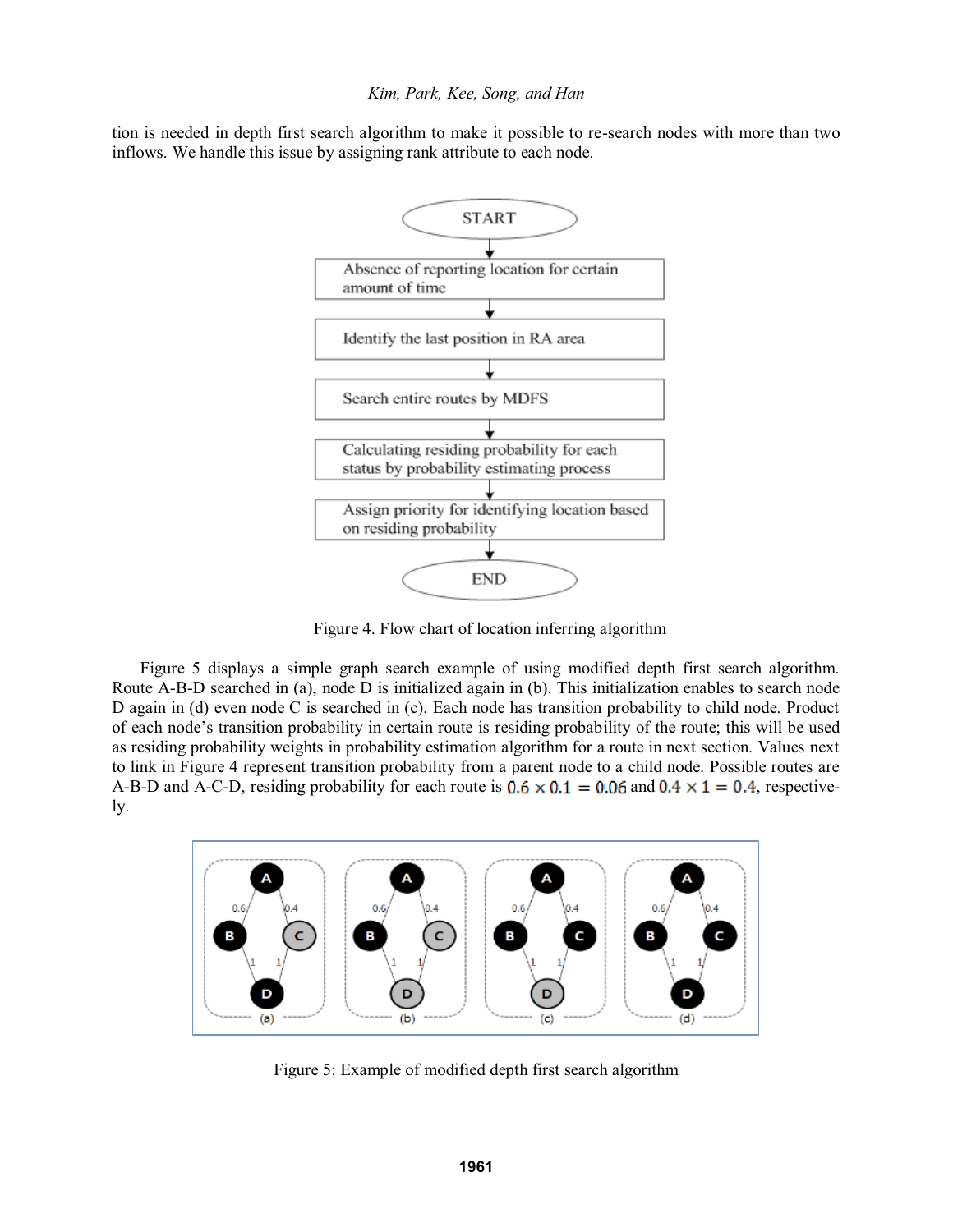tion is needed in depth first search algorithm to make it possible to re-search nodes with more than two inflows. We handle this issue by assigning rank attribute to each node.

START

Absence of reporting location for certain amount of time

Identify the last position in RA area

Search entire routes by MDFS

Calculating residing probability for each status by probability estimating process

Assign priority for identifying location based on residing probability

END

Figure 4. Flow chart of location inferring algorithm

Figure 5 displays a simple graph search example of using modified depth first search algorithm. Route A-B-D searched in (a), node D is initialized again in (b). This initialization enables to search node D again in (d) even node C is searched in (c). Each node has transition probability to child node. Product of each node's transition probability in certain route is residing probability of the route; this will be used as residing probability weights in probability estimation algorithm for a route in next section. Values next to link in Figure 4 represent transition probability from a parent node to a child node. Possible routes are A-B-D and A-C-D, residing probability for each route is $0.6 \times 0.1 = 0.06$ and $0.4 \times 1 = 0.4$, respectively.

Figure 5: Example of modified depth first search algorithm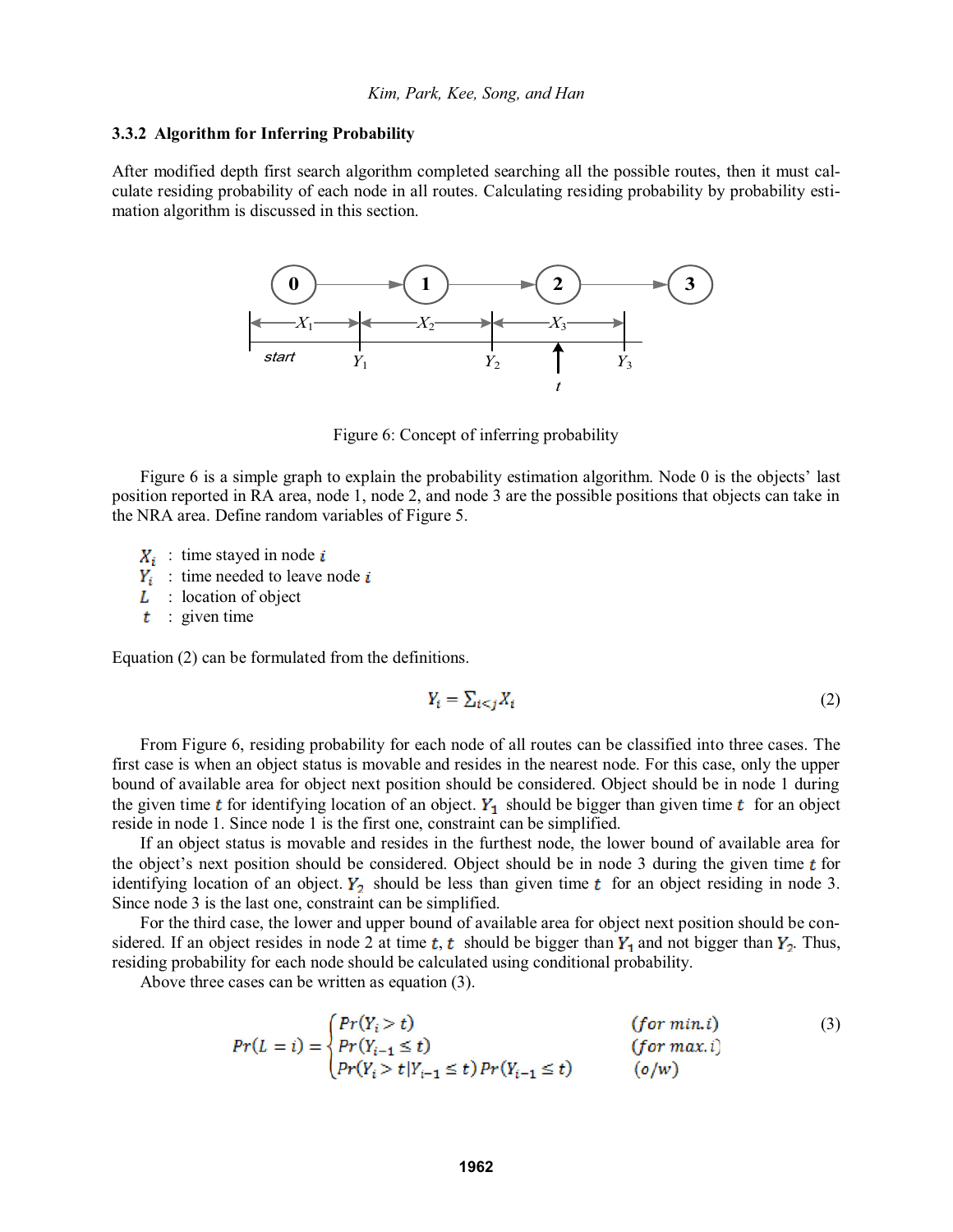### 3.3.2 Algorithm for Inferring Probability

After modified depth first search algorithm completed searching all the possible routes, then it must calculate residing probability of each node in all routes. Calculating residing probability by probability estimation algorithm is discussed in this section.

Figure 6: Concept of inferring probability

Figure 6 is a simple graph to explain the probability estimation algorithm. Node 0 is the objects' last position reported in RA area, node 1, node 2, and node 3 are the possible positions that objects can take in the NRA area. Define random variables of Figure 5.

- $X_i$ : time stayed in node $i$
- $Y_i$ : time needed to leave node $i$
- $L$ : location of object
- $t$ : given time

Equation (2) can be formulated from the definitions.

$$Y_i = \sum_{i<j} X_i \tag{2}$$

From Figure 6, residing probability for each node of all routes can be classified into three cases. The first case is when an object status is movable and resides in the nearest node. For this case, only the upper bound of available area for object next position should be considered. Object should be in node 1 during the given time $t$ for identifying location of an object. $Y_1$ should be bigger than given time $t$ for an object reside in node 1. Since node 1 is the first one, constraint can be simplified.

If an object status is movable and resides in the furthest node, the lower bound of available area for the object's next position should be considered. Object should be in node 3 during the given time $t$ for identifying location of an object. $Y_2$ should be less than given time $t$ for an object residing in node 3. Since node 3 is the last one, constraint can be simplified.

For the third case, the lower and upper bound of available area for object next position should be considered. If an object resides in node 2 at time $t$, $t$ should be bigger than $Y_1$ and not bigger than $Y_2$. Thus, residing probability for each node should be calculated using conditional probability.

Above three cases can be written as equation (3).

$$Pr(L = i) = \begin{cases} Pr(Y_i > t) & (for\ min.i) \\ Pr(Y_{i-1} \leq t) & (for\ max.i) \\ Pr(Y_i > t | Y_{i-1} \leq t)\, Pr(Y_{i-1} \leq t) & (o/w) \end{cases} \tag{3}$$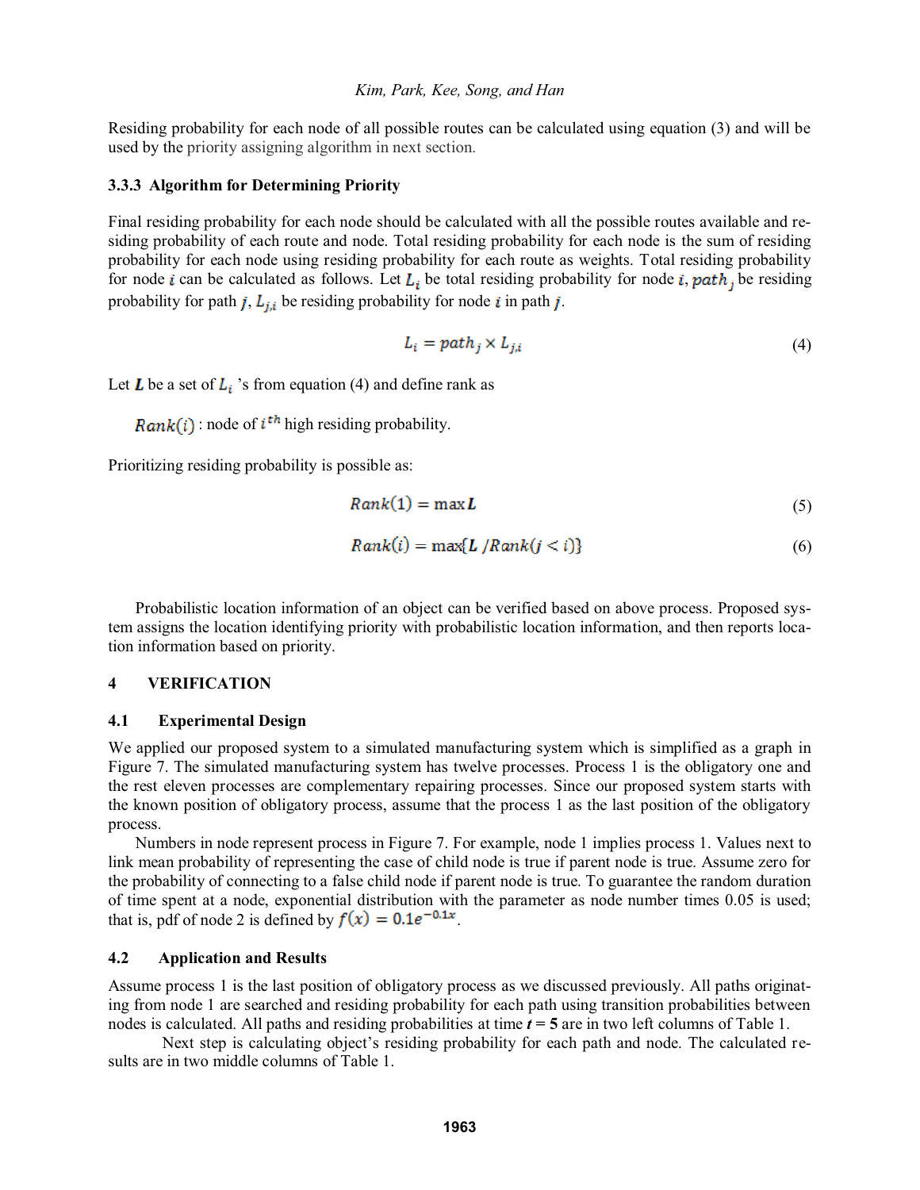Residing probability for each node of all possible routes can be calculated using equation (3) and will be used by the priority assigning algorithm in next section.

### 3.3.3 Algorithm for Determining Priority

Final residing probability for each node should be calculated with all the possible routes available and residing probability of each route and node. Total residing probability for each node is the sum of residing probability for each node using residing probability for each route as weights. Total residing probability for node $i$ can be calculated as follows. Let $L_i$ be total residing probability for node $i$, $path_j$ be residing probability for path $j$, $L_{j,i}$ be residing probability for node $i$ in path $j$.

$$L_i = path_j \times L_{j,i} \tag{4}$$

Let $\boldsymbol{L}$ be a set of $L_i$ 's from equation (4) and define rank as

$Rank(i)$ : node of $i^{th}$ high residing probability.

Prioritizing residing probability is possible as:

$$Rank(1) = \max \boldsymbol{L} \tag{5}$$

$$Rank(i) = \max\{\boldsymbol{L}\ /Rank(j < i)\} \tag{6}$$

Probabilistic location information of an object can be verified based on above process. Proposed system assigns the location identifying priority with probabilistic location information, and then reports location information based on priority.

## 4 VERIFICATION

### 4.1 Experimental Design

We applied our proposed system to a simulated manufacturing system which is simplified as a graph in Figure 7. The simulated manufacturing system has twelve processes. Process 1 is the obligatory one and the rest eleven processes are complementary repairing processes. Since our proposed system starts with the known position of obligatory process, assume that the process 1 as the last position of the obligatory process.

Numbers in node represent process in Figure 7. For example, node 1 implies process 1. Values next to link mean probability of representing the case of child node is true if parent node is true. Assume zero for the probability of connecting to a false child node if parent node is true. To guarantee the random duration of time spent at a node, exponential distribution with the parameter as node number times 0.05 is used; that is, pdf of node 2 is defined by $f(x) = 0.1e^{-0.1x}$.

### 4.2 Application and Results

Assume process 1 is the last position of obligatory process as we discussed previously. All paths originating from node 1 are searched and residing probability for each path using transition probabilities between nodes is calculated. All paths and residing probabilities at time $\boldsymbol{t = 5}$ are in two left columns of Table 1.

Next step is calculating object's residing probability for each path and node. The calculated results are in two middle columns of Table 1.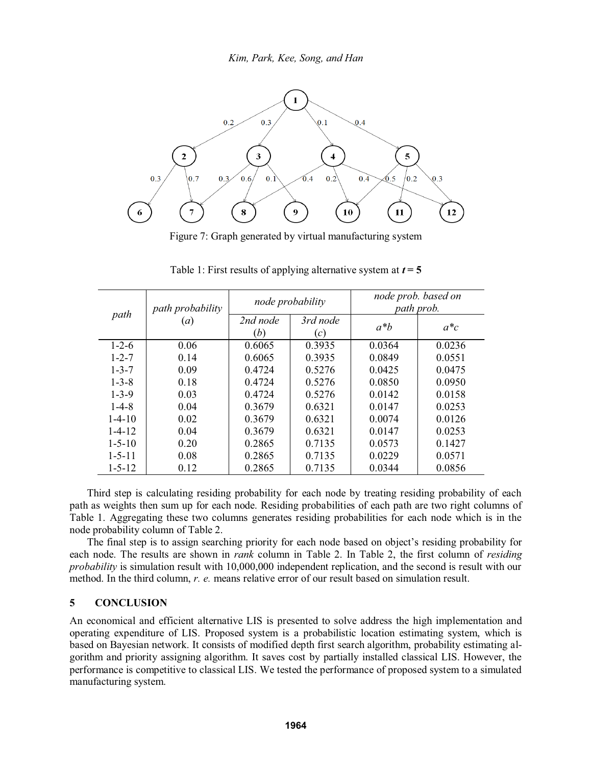Figure 7: Graph generated by virtual manufacturing system

Table 1: First results of applying alternative system at ***t*** **= 5**

| *path* | *path probability* (*a*) | *node probability* | | *node prob. based on path prob.* | |
|---|---|---|---|---|---|
| | | *2nd node* (*b*) | *3rd node* (*c*) | *a\*b* | *a\*c* |
| 1-2-6 | 0.06 | 0.6065 | 0.3935 | 0.0364 | 0.0236 |
| 1-2-7 | 0.14 | 0.6065 | 0.3935 | 0.0849 | 0.0551 |
| 1-3-7 | 0.09 | 0.4724 | 0.5276 | 0.0425 | 0.0475 |
| 1-3-8 | 0.18 | 0.4724 | 0.5276 | 0.0850 | 0.0950 |
| 1-3-9 | 0.03 | 0.4724 | 0.5276 | 0.0142 | 0.0158 |
| 1-4-8 | 0.04 | 0.3679 | 0.6321 | 0.0147 | 0.0253 |
| 1-4-10 | 0.02 | 0.3679 | 0.6321 | 0.0074 | 0.0126 |
| 1-4-12 | 0.04 | 0.3679 | 0.6321 | 0.0147 | 0.0253 |
| 1-5-10 | 0.20 | 0.2865 | 0.7135 | 0.0573 | 0.1427 |
| 1-5-11 | 0.08 | 0.2865 | 0.7135 | 0.0229 | 0.0571 |
| 1-5-12 | 0.12 | 0.2865 | 0.7135 | 0.0344 | 0.0856 |

Third step is calculating residing probability for each node by treating residing probability of each path as weights then sum up for each node. Residing probabilities of each path are two right columns of Table 1. Aggregating these two columns generates residing probabilities for each node which is in the node probability column of Table 2.

The final step is to assign searching priority for each node based on object's residing probability for each node. The results are shown in *rank* column in Table 2. In Table 2, the first column of *residing probability* is simulation result with 10,000,000 independent replication, and the second is result with our method. In the third column, *r. e.* means relative error of our result based on simulation result.

## 5 CONCLUSION

An economical and efficient alternative LIS is presented to solve address the high implementation and operating expenditure of LIS. Proposed system is a probabilistic location estimating system, which is based on Bayesian network. It consists of modified depth first search algorithm, probability estimating algorithm and priority assigning algorithm. It saves cost by partially installed classical LIS. However, the performance is competitive to classical LIS. We tested the performance of proposed system to a simulated manufacturing system.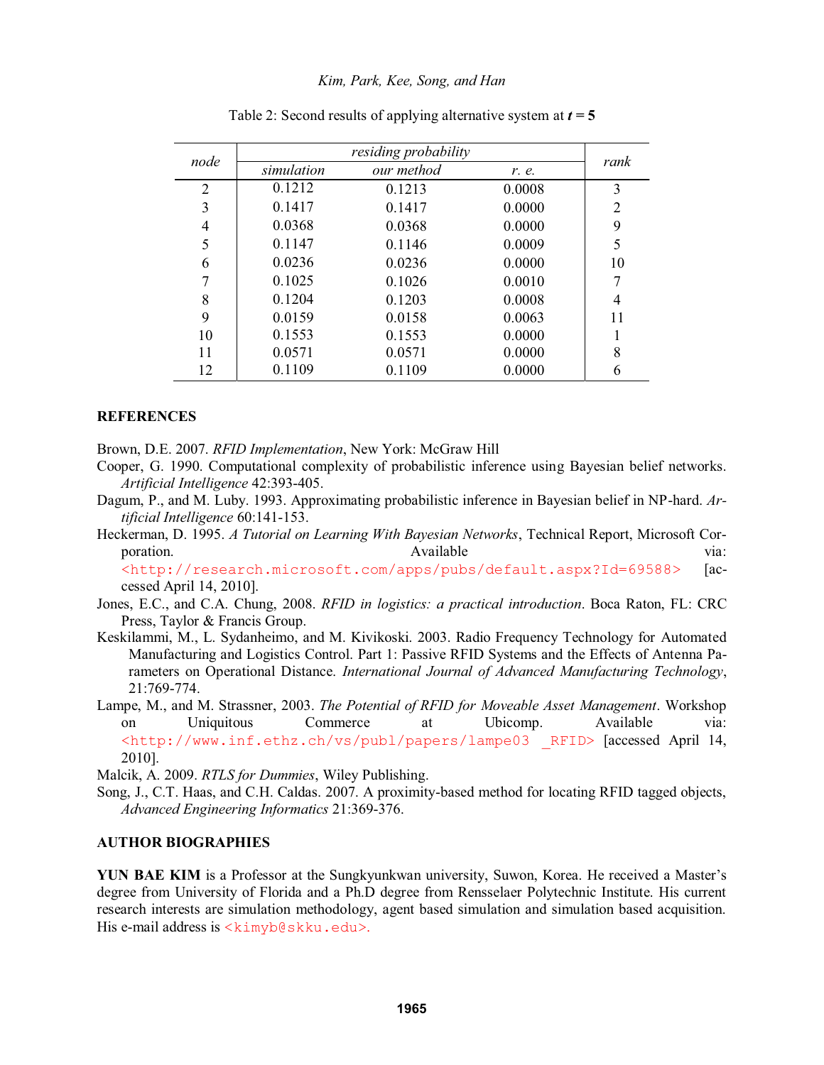Table 2: Second results of applying alternative system at ***t*** **= 5**

| *node* | *residing probability* | | | *rank* |
|---|---|---|---|---|
| | *simulation* | *our method* | *r. e.* | |
| 2 | 0.1212 | 0.1213 | 0.0008 | 3 |
| 3 | 0.1417 | 0.1417 | 0.0000 | 2 |
| 4 | 0.0368 | 0.0368 | 0.0000 | 9 |
| 5 | 0.1147 | 0.1146 | 0.0009 | 5 |
| 6 | 0.0236 | 0.0236 | 0.0000 | 10 |
| 7 | 0.1025 | 0.1026 | 0.0010 | 7 |
| 8 | 0.1204 | 0.1203 | 0.0008 | 4 |
| 9 | 0.0159 | 0.0158 | 0.0063 | 11 |
| 10 | 0.1553 | 0.1553 | 0.0000 | 1 |
| 11 | 0.0571 | 0.0571 | 0.0000 | 8 |
| 12 | 0.1109 | 0.1109 | 0.0000 | 6 |

## REFERENCES

Brown, D.E. 2007. *RFID Implementation*, New York: McGraw Hill

Cooper, G. 1990. Computational complexity of probabilistic inference using Bayesian belief networks. *Artificial Intelligence* 42:393-405.

Dagum, P., and M. Luby. 1993. Approximating probabilistic inference in Bayesian belief in NP-hard. *Artificial Intelligence* 60:141-153.

Heckerman, D. 1995. *A Tutorial on Learning With Bayesian Networks*, Technical Report, Microsoft Corporation. Available via: <http://research.microsoft.com/apps/pubs/default.aspx?Id=69588> [accessed April 14, 2010].

Jones, E.C., and C.A. Chung, 2008. *RFID in logistics: a practical introduction*. Boca Raton, FL: CRC Press, Taylor & Francis Group.

Keskilammi, M., L. Sydanheimo, and M. Kivikoski. 2003. Radio Frequency Technology for Automated Manufacturing and Logistics Control. Part 1: Passive RFID Systems and the Effects of Antenna Parameters on Operational Distance. *International Journal of Advanced Manufacturing Technology*, 21:769-774.

Lampe, M., and M. Strassner, 2003. *The Potential of RFID for Moveable Asset Management*. Workshop on Uniquitous Commerce at Ubicomp. Available via: <http://www.inf.ethz.ch/vs/publ/papers/lampe03 _RFID> [accessed April 14, 2010].

Malcik, A. 2009. *RTLS for Dummies*, Wiley Publishing.

Song, J., C.T. Haas, and C.H. Caldas. 2007. A proximity-based method for locating RFID tagged objects, *Advanced Engineering Informatics* 21:369-376.

## AUTHOR BIOGRAPHIES

**YUN BAE KIM** is a Professor at the Sungkyunkwan university, Suwon, Korea. He received a Master's degree from University of Florida and a Ph.D degree from Rensselaer Polytechnic Institute. His current research interests are simulation methodology, agent based simulation and simulation based acquisition. His e-mail address is <kimyb@skku.edu>.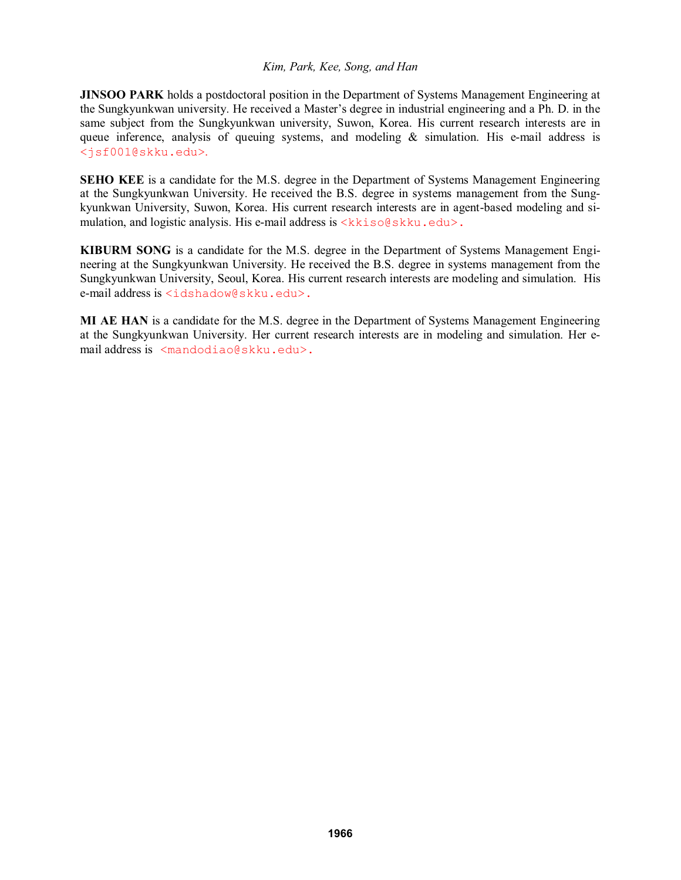**JINSOO PARK** holds a postdoctoral position in the Department of Systems Management Engineering at the Sungkyunkwan university. He received a Master's degree in industrial engineering and a Ph. D. in the same subject from the Sungkyunkwan university, Suwon, Korea. His current research interests are in queue inference, analysis of queuing systems, and modeling & simulation. His e-mail address is <jsf001@skku.edu>.

**SEHO KEE** is a candidate for the M.S. degree in the Department of Systems Management Engineering at the Sungkyunkwan University. He received the B.S. degree in systems management from the Sungkyunkwan University, Suwon, Korea. His current research interests are in agent-based modeling and simulation, and logistic analysis. His e-mail address is <kkiso@skku.edu>.

**KIBURM SONG** is a candidate for the M.S. degree in the Department of Systems Management Engineering at the Sungkyunkwan University. He received the B.S. degree in systems management from the Sungkyunkwan University, Seoul, Korea. His current research interests are modeling and simulation. His e-mail address is <idshadow@skku.edu>.

**MI AE HAN** is a candidate for the M.S. degree in the Department of Systems Management Engineering at the Sungkyunkwan University. Her current research interests are in modeling and simulation. Her e-mail address is <mandodiao@skku.edu>.